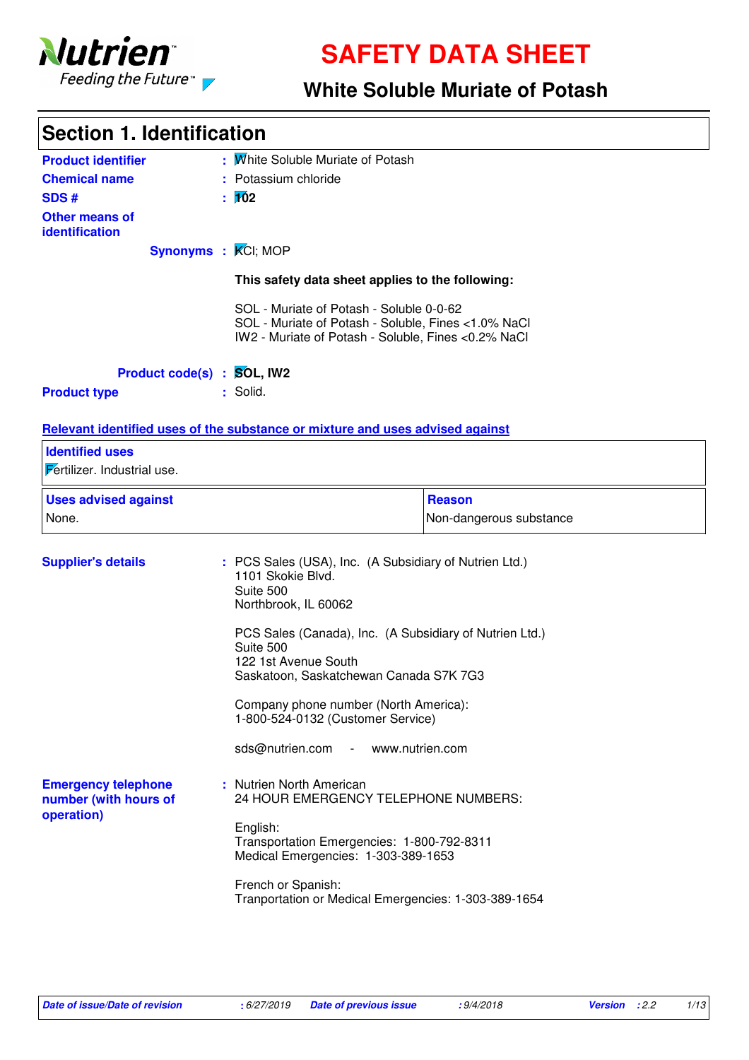# SAFETY DATA SHEET

## White Soluble Muriate of Potash

## Section 1. Identification

**Product identifier** : White Soluble Muriate of Potash

**Chemical name** : Potassium chloride

**SDS #** : **102**

**Other means of identification**

**Synonyms** : KCl; MOP

**This safety data sheet applies to the following:**

SOL - Muriate of Potash - Soluble 0-0-62
SOL - Muriate of Potash - Soluble, Fines <1.0% NaCl
IW2 - Muriate of Potash - Soluble, Fines <0.2% NaCl

**Product code(s)** : **SOL, IW2**

**Product type** : Solid.

**Relevant identified uses of the substance or mixture and uses advised against**

| Identified uses |
|---|
| Fertilizer. Industrial use. |

| Uses advised against | Reason |
|---|---|
| None. | Non-dangerous substance |

**Supplier's details** : PCS Sales (USA), Inc. (A Subsidiary of Nutrien Ltd.)
1101 Skokie Blvd.
Suite 500
Northbrook, IL 60062

PCS Sales (Canada), Inc. (A Subsidiary of Nutrien Ltd.)
Suite 500
122 1st Avenue South
Saskatoon, Saskatchewan Canada S7K 7G3

Company phone number (North America):
1-800-524-0132 (Customer Service)

sds@nutrien.com - www.nutrien.com

**Emergency telephone number (with hours of operation)** : Nutrien North American
24 HOUR EMERGENCY TELEPHONE NUMBERS:

English:
Transportation Emergencies: 1-800-792-8311
Medical Emergencies: 1-303-389-1653

French or Spanish:
Tranportation or Medical Emergencies: 1-303-389-1654

*Date of issue/Date of revision* : 6/27/2019 *Date of previous issue* : 9/4/2018 *Version* : 2.2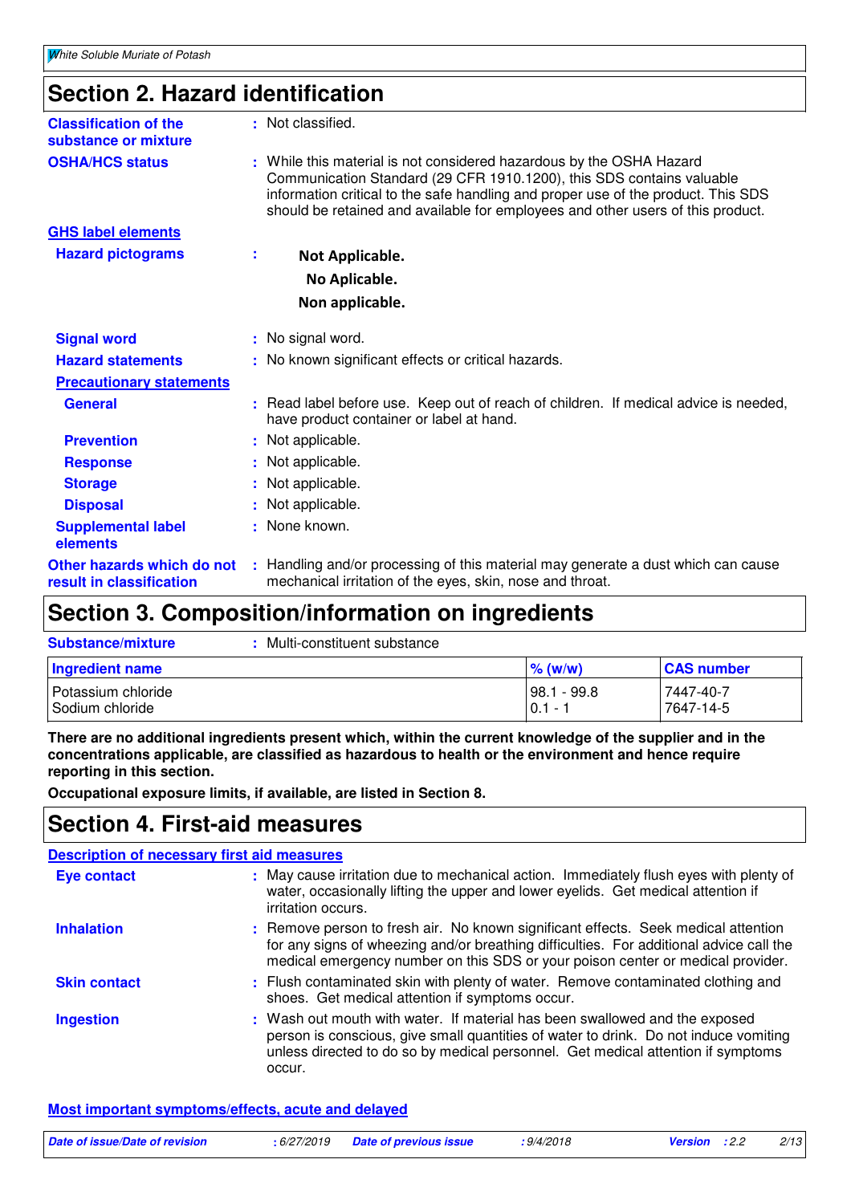## Section 2. Hazard identification

**Classification of the substance or mixture** : Not classified.

**OSHA/HCS status** : While this material is not considered hazardous by the OSHA Hazard Communication Standard (29 CFR 1910.1200), this SDS contains valuable information critical to the safe handling and proper use of the product. This SDS should be retained and available for employees and other users of this product.

**GHS label elements**

**Hazard pictograms** :

**Not Applicable.**
**No Aplicable.**
**Non applicable.**

**Signal word** : No signal word.

**Hazard statements** : No known significant effects or critical hazards.

**Precautionary statements**

**General** : Read label before use. Keep out of reach of children. If medical advice is needed, have product container or label at hand.

**Prevention** : Not applicable.

**Response** : Not applicable.

**Storage** : Not applicable.

**Disposal** : Not applicable.

**Supplemental label elements** : None known.

**Other hazards which do not result in classification** : Handling and/or processing of this material may generate a dust which can cause mechanical irritation of the eyes, skin, nose and throat.

## Section 3. Composition/information on ingredients

**Substance/mixture** : Multi-constituent substance

| Ingredient name | % (w/w) | CAS number |
|---|---|---|
| Potassium chloride | 98.1 - 99.8 | 7447-40-7 |
| Sodium chloride | 0.1 - 1 | 7647-14-5 |

**There are no additional ingredients present which, within the current knowledge of the supplier and in the concentrations applicable, are classified as hazardous to health or the environment and hence require reporting in this section.**

**Occupational exposure limits, if available, are listed in Section 8.**

## Section 4. First-aid measures

**Description of necessary first aid measures**

**Eye contact** : May cause irritation due to mechanical action. Immediately flush eyes with plenty of water, occasionally lifting the upper and lower eyelids. Get medical attention if irritation occurs.

**Inhalation** : Remove person to fresh air. No known significant effects. Seek medical attention for any signs of wheezing and/or breathing difficulties. For additional advice call the medical emergency number on this SDS or your poison center or medical provider.

**Skin contact** : Flush contaminated skin with plenty of water. Remove contaminated clothing and shoes. Get medical attention if symptoms occur.

**Ingestion** : Wash out mouth with water. If material has been swallowed and the exposed person is conscious, give small quantities of water to drink. Do not induce vomiting unless directed to do so by medical personnel. Get medical attention if symptoms occur.

**Most important symptoms/effects, acute and delayed**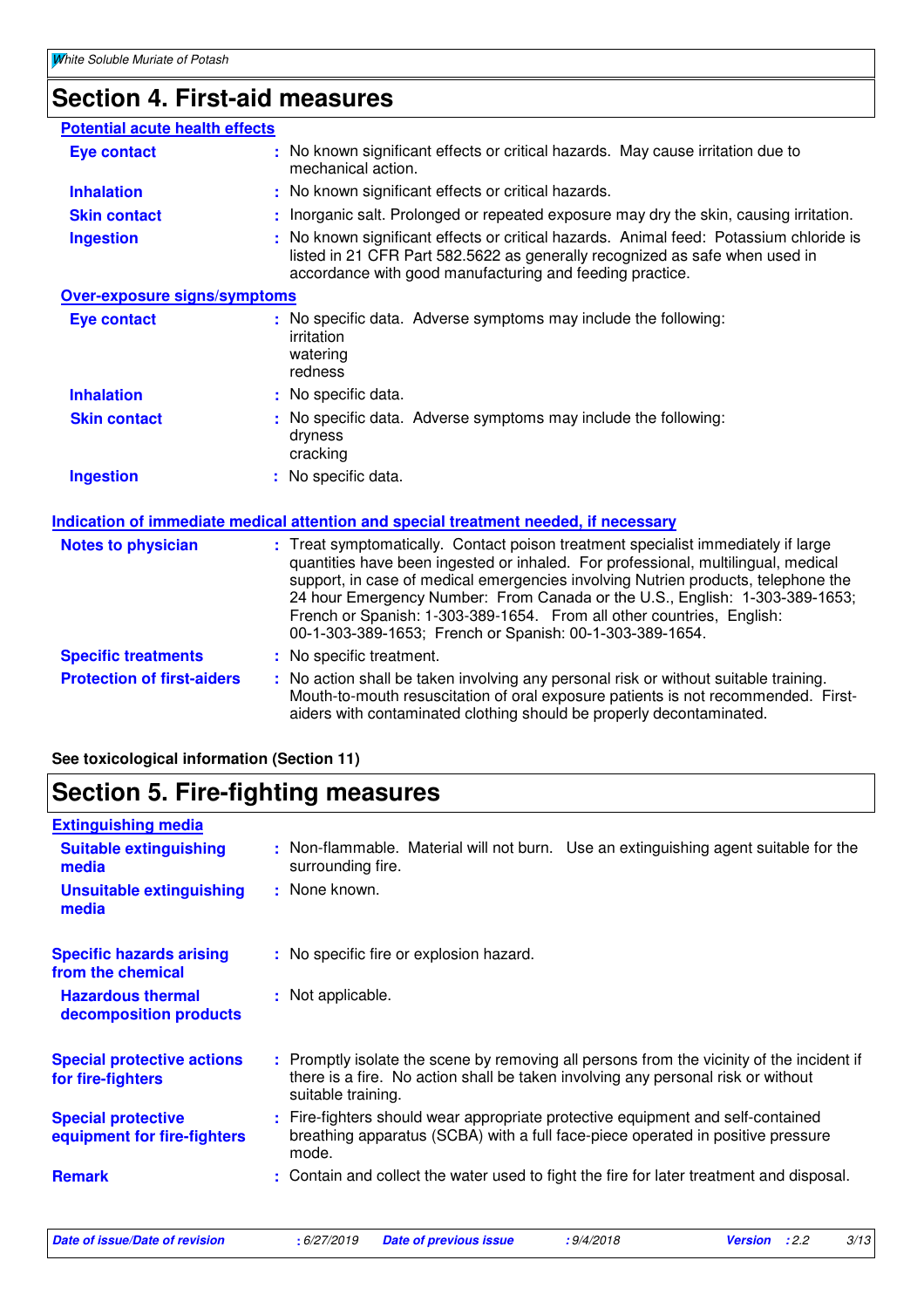## Section 4. First-aid measures

### Potential acute health effects

| | |
|---|---|
| **Eye contact** | : No known significant effects or critical hazards. May cause irritation due to mechanical action. |
| **Inhalation** | : No known significant effects or critical hazards. |
| **Skin contact** | : Inorganic salt. Prolonged or repeated exposure may dry the skin, causing irritation. |
| **Ingestion** | : No known significant effects or critical hazards. Animal feed: Potassium chloride is listed in 21 CFR Part 582.5622 as generally recognized as safe when used in accordance with good manufacturing and feeding practice. |

### Over-exposure signs/symptoms

| | |
|---|---|
| **Eye contact** | : No specific data. Adverse symptoms may include the following:<br>irritation<br>watering<br>redness |
| **Inhalation** | : No specific data. |
| **Skin contact** | : No specific data. Adverse symptoms may include the following:<br>dryness<br>cracking |
| **Ingestion** | : No specific data. |

### Indication of immediate medical attention and special treatment needed, if necessary

| | |
|---|---|
| **Notes to physician** | : Treat symptomatically. Contact poison treatment specialist immediately if large quantities have been ingested or inhaled. For professional, multilingual, medical support, in case of medical emergencies involving Nutrien products, telephone the 24 hour Emergency Number: From Canada or the U.S., English: 1-303-389-1653; French or Spanish: 1-303-389-1654. From all other countries, English: 00-1-303-389-1653; French or Spanish: 00-1-303-389-1654. |
| **Specific treatments** | : No specific treatment. |
| **Protection of first-aiders** | : No action shall be taken involving any personal risk or without suitable training. Mouth-to-mouth resuscitation of oral exposure patients is not recommended. First-aiders with contaminated clothing should be properly decontaminated. |

**See toxicological information (Section 11)**

## Section 5. Fire-fighting measures

### Extinguishing media

| | |
|---|---|
| **Suitable extinguishing media** | : Non-flammable. Material will not burn. Use an extinguishing agent suitable for the surrounding fire. |
| **Unsuitable extinguishing media** | : None known. |

| | |
|---|---|
| **Specific hazards arising from the chemical** | : No specific fire or explosion hazard. |
| **Hazardous thermal decomposition products** | : Not applicable. |

| | |
|---|---|
| **Special protective actions for fire-fighters** | : Promptly isolate the scene by removing all persons from the vicinity of the incident if there is a fire. No action shall be taken involving any personal risk or without suitable training. |
| **Special protective equipment for fire-fighters** | : Fire-fighters should wear appropriate protective equipment and self-contained breathing apparatus (SCBA) with a full face-piece operated in positive pressure mode. |
| **Remark** | : Contain and collect the water used to fight the fire for later treatment and disposal. |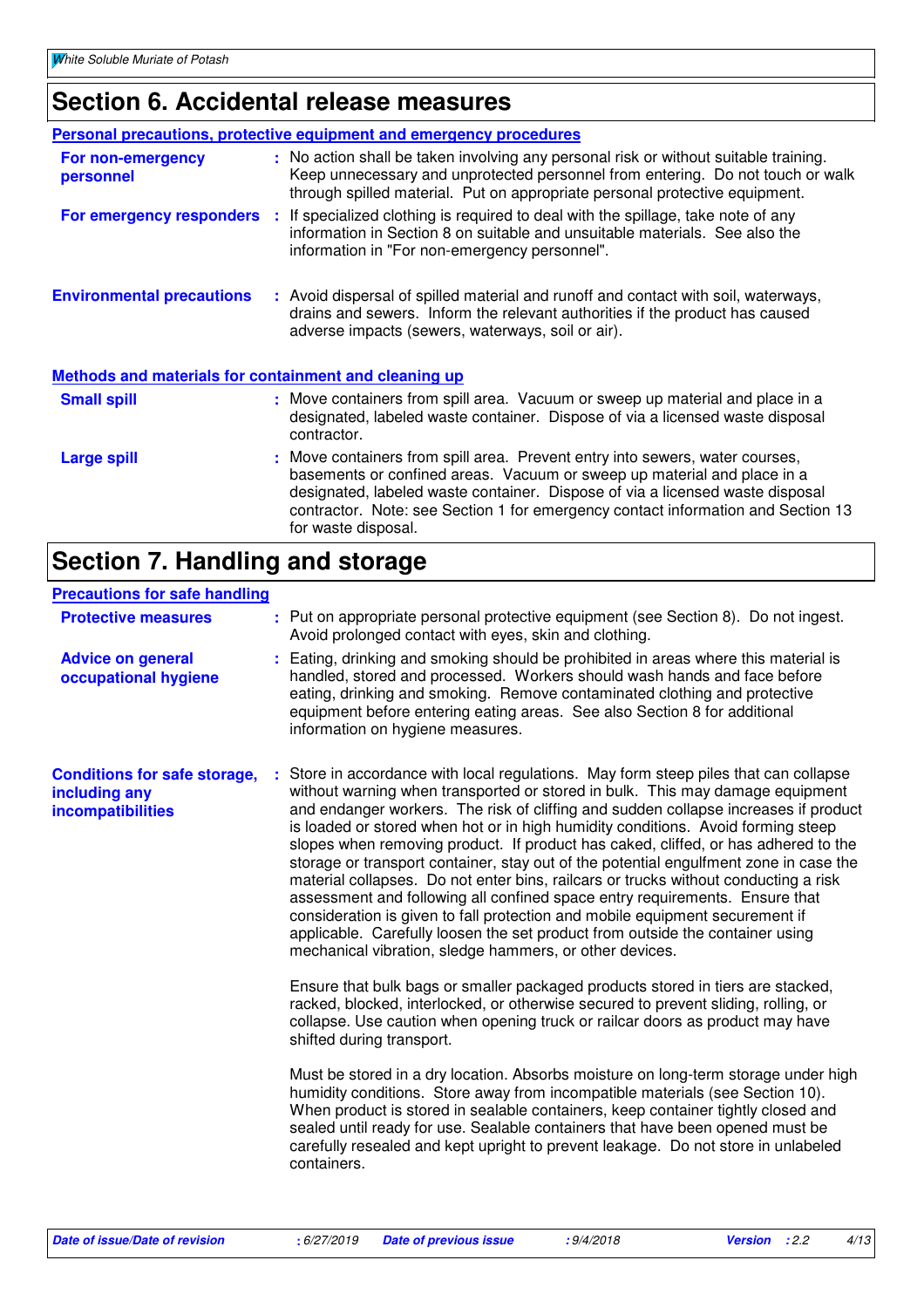## Section 6. Accidental release measures

### Personal precautions, protective equipment and emergency procedures

**For non-emergency personnel** : No action shall be taken involving any personal risk or without suitable training. Keep unnecessary and unprotected personnel from entering. Do not touch or walk through spilled material. Put on appropriate personal protective equipment.

**For emergency responders** : If specialized clothing is required to deal with the spillage, take note of any information in Section 8 on suitable and unsuitable materials. See also the information in "For non-emergency personnel".

**Environmental precautions** : Avoid dispersal of spilled material and runoff and contact with soil, waterways, drains and sewers. Inform the relevant authorities if the product has caused adverse impacts (sewers, waterways, soil or air).

### Methods and materials for containment and cleaning up

**Small spill** : Move containers from spill area. Vacuum or sweep up material and place in a designated, labeled waste container. Dispose of via a licensed waste disposal contractor.

**Large spill** : Move containers from spill area. Prevent entry into sewers, water courses, basements or confined areas. Vacuum or sweep up material and place in a designated, labeled waste container. Dispose of via a licensed waste disposal contractor. Note: see Section 1 for emergency contact information and Section 13 for waste disposal.

## Section 7. Handling and storage

### Precautions for safe handling

**Protective measures** : Put on appropriate personal protective equipment (see Section 8). Do not ingest. Avoid prolonged contact with eyes, skin and clothing.

**Advice on general occupational hygiene** : Eating, drinking and smoking should be prohibited in areas where this material is handled, stored and processed. Workers should wash hands and face before eating, drinking and smoking. Remove contaminated clothing and protective equipment before entering eating areas. See also Section 8 for additional information on hygiene measures.

**Conditions for safe storage, including any incompatibilities** : Store in accordance with local regulations. May form steep piles that can collapse without warning when transported or stored in bulk. This may damage equipment and endanger workers. The risk of cliffing and sudden collapse increases if product is loaded or stored when hot or in high humidity conditions. Avoid forming steep slopes when removing product. If product has caked, cliffed, or has adhered to the storage or transport container, stay out of the potential engulfment zone in case the material collapses. Do not enter bins, railcars or trucks without conducting a risk assessment and following all confined space entry requirements. Ensure that consideration is given to fall protection and mobile equipment securement if applicable. Carefully loosen the set product from outside the container using mechanical vibration, sledge hammers, or other devices.

Ensure that bulk bags or smaller packaged products stored in tiers are stacked, racked, blocked, interlocked, or otherwise secured to prevent sliding, rolling, or collapse. Use caution when opening truck or railcar doors as product may have shifted during transport.

Must be stored in a dry location. Absorbs moisture on long-term storage under high humidity conditions. Store away from incompatible materials (see Section 10). When product is stored in sealable containers, keep container tightly closed and sealed until ready for use. Sealable containers that have been opened must be carefully resealed and kept upright to prevent leakage. Do not store in unlabeled containers.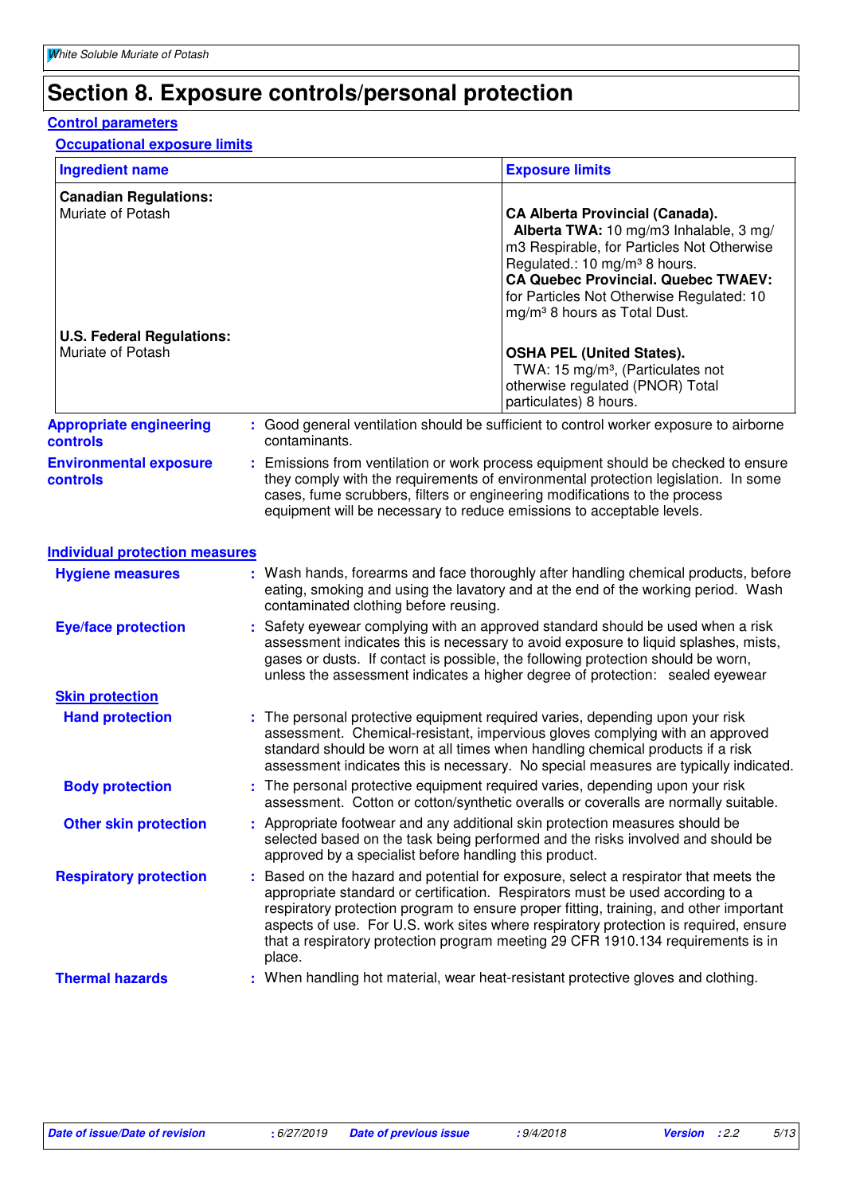# Section 8. Exposure controls/personal protection

## Control parameters

### Occupational exposure limits

| Ingredient name | Exposure limits |
| --- | --- |
| **Canadian Regulations:**<br>Muriate of Potash | **CA Alberta Provincial (Canada).**<br>**Alberta TWA:** 10 mg/m3 Inhalable, 3 mg/m3 Respirable, for Particles Not Otherwise Regulated.: 10 mg/m³ 8 hours.<br>**CA Quebec Provincial. Quebec TWAEV:** for Particles Not Otherwise Regulated: 10 mg/m³ 8 hours as Total Dust. |
| **U.S. Federal Regulations:**<br>Muriate of Potash | **OSHA PEL (United States).**<br>TWA: 15 mg/m³, (Particulates not otherwise regulated (PNOR) Total particulates) 8 hours. |

**Appropriate engineering controls** : Good general ventilation should be sufficient to control worker exposure to airborne contaminants.

**Environmental exposure controls** : Emissions from ventilation or work process equipment should be checked to ensure they comply with the requirements of environmental protection legislation. In some cases, fume scrubbers, filters or engineering modifications to the process equipment will be necessary to reduce emissions to acceptable levels.

## Individual protection measures

**Hygiene measures** : Wash hands, forearms and face thoroughly after handling chemical products, before eating, smoking and using the lavatory and at the end of the working period. Wash contaminated clothing before reusing.

**Eye/face protection** : Safety eyewear complying with an approved standard should be used when a risk assessment indicates this is necessary to avoid exposure to liquid splashes, mists, gases or dusts. If contact is possible, the following protection should be worn, unless the assessment indicates a higher degree of protection: sealed eyewear

### Skin protection

**Hand protection** : The personal protective equipment required varies, depending upon your risk assessment. Chemical-resistant, impervious gloves complying with an approved standard should be worn at all times when handling chemical products if a risk assessment indicates this is necessary. No special measures are typically indicated.

**Body protection** : The personal protective equipment required varies, depending upon your risk assessment. Cotton or cotton/synthetic overalls or coveralls are normally suitable.

**Other skin protection** : Appropriate footwear and any additional skin protection measures should be selected based on the task being performed and the risks involved and should be approved by a specialist before handling this product.

**Respiratory protection** : Based on the hazard and potential for exposure, select a respirator that meets the appropriate standard or certification. Respirators must be used according to a respiratory protection program to ensure proper fitting, training, and other important aspects of use. For U.S. work sites where respiratory protection is required, ensure that a respiratory protection program meeting 29 CFR 1910.134 requirements is in place.

**Thermal hazards** : When handling hot material, wear heat-resistant protective gloves and clothing.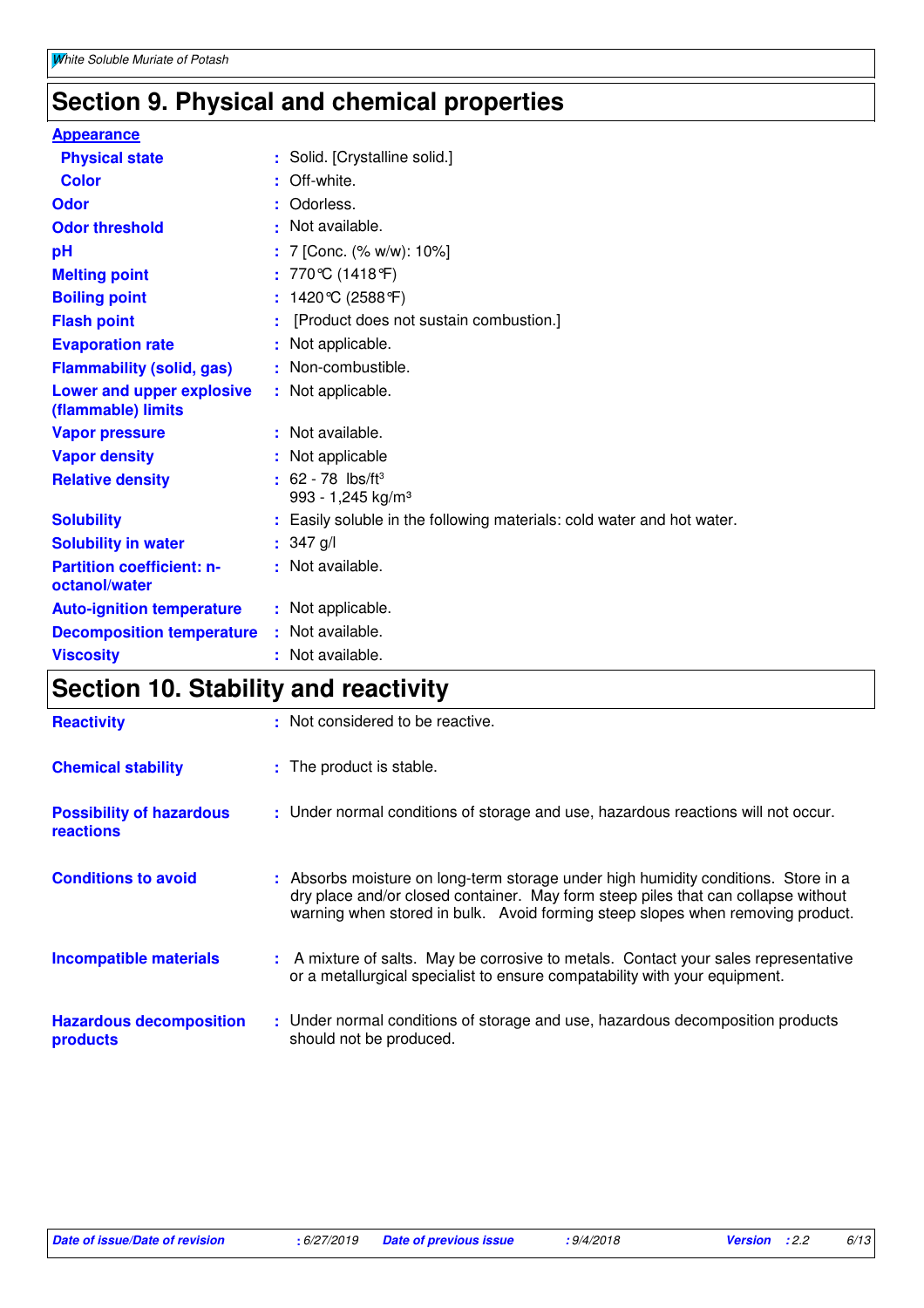## Section 9. Physical and chemical properties

**Appearance**

| | | |
|---|---|---|
| **Physical state** | : | Solid. [Crystalline solid.] |
| **Color** | : | Off-white. |
| **Odor** | : | Odorless. |
| **Odor threshold** | : | Not available. |
| **pH** | : | 7 [Conc. (% w/w): 10%] |
| **Melting point** | : | 770°C (1418°F) |
| **Boiling point** | : | 1420°C (2588°F) |
| **Flash point** | : | [Product does not sustain combustion.] |
| **Evaporation rate** | : | Not applicable. |
| **Flammability (solid, gas)** | : | Non-combustible. |
| **Lower and upper explosive (flammable) limits** | : | Not applicable. |
| **Vapor pressure** | : | Not available. |
| **Vapor density** | : | Not applicable |
| **Relative density** | : | 62 - 78 lbs/ft³<br>993 - 1,245 kg/m³ |
| **Solubility** | : | Easily soluble in the following materials: cold water and hot water. |
| **Solubility in water** | : | 347 g/l |
| **Partition coefficient: n-octanol/water** | : | Not available. |
| **Auto-ignition temperature** | : | Not applicable. |
| **Decomposition temperature** | : | Not available. |
| **Viscosity** | : | Not available. |

## Section 10. Stability and reactivity

| | | |
|---|---|---|
| **Reactivity** | : | Not considered to be reactive. |
| **Chemical stability** | : | The product is stable. |
| **Possibility of hazardous reactions** | : | Under normal conditions of storage and use, hazardous reactions will not occur. |
| **Conditions to avoid** | : | Absorbs moisture on long-term storage under high humidity conditions. Store in a dry place and/or closed container. May form steep piles that can collapse without warning when stored in bulk. Avoid forming steep slopes when removing product. |
| **Incompatible materials** | : | A mixture of salts. May be corrosive to metals. Contact your sales representative or a metallurgical specialist to ensure compatability with your equipment. |
| **Hazardous decomposition products** | : | Under normal conditions of storage and use, hazardous decomposition products should not be produced. |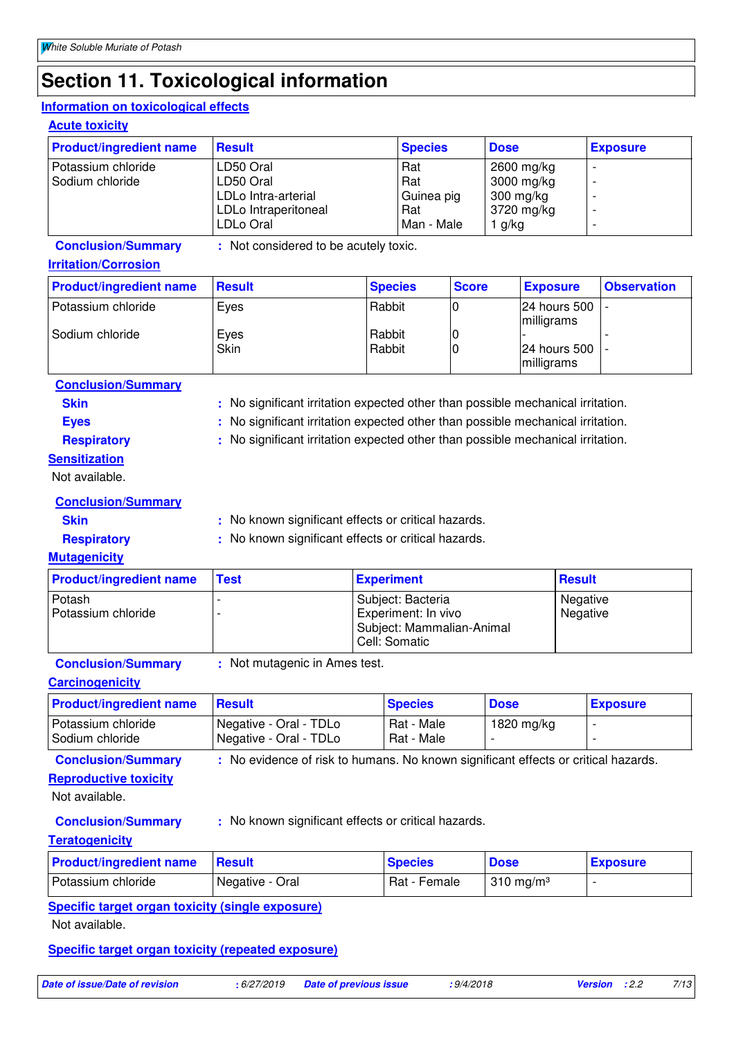# Section 11. Toxicological information

## Information on toxicological effects

### Acute toxicity

| Product/ingredient name | Result | Species | Dose | Exposure |
|---|---|---|---|---|
| Potassium chloride | LD50 Oral | Rat | 2600 mg/kg | - |
| Sodium chloride | LD50 Oral | Rat | 3000 mg/kg | - |
| | LDLo Intra-arterial | Guinea pig | 300 mg/kg | - |
| | LDLo Intraperitoneal | Rat | 3720 mg/kg | - |
| | LDLo Oral | Man - Male | 1 g/kg | - |

**Conclusion/Summary** : Not considered to be acutely toxic.

### Irritation/Corrosion

| Product/ingredient name | Result | Species | Score | Exposure | Observation |
|---|---|---|---|---|---|
| Potassium chloride | Eyes | Rabbit | 0 | 24 hours 500 milligrams | - |
| Sodium chloride | Eyes | Rabbit | 0 | - | - |
| | Skin | Rabbit | 0 | 24 hours 500 milligrams | - |

**Conclusion/Summary**

**Skin** : No significant irritation expected other than possible mechanical irritation.

**Eyes** : No significant irritation expected other than possible mechanical irritation.

**Respiratory** : No significant irritation expected other than possible mechanical irritation.

### Sensitization

Not available.

**Conclusion/Summary**

**Skin** : No known significant effects or critical hazards.

**Respiratory** : No known significant effects or critical hazards.

### Mutagenicity

| Product/ingredient name | Test | Experiment | Result |
|---|---|---|---|
| Potash | - | Subject: Bacteria | Negative |
| Potassium chloride | - | Experiment: In vivo<br>Subject: Mammalian-Animal<br>Cell: Somatic | Negative |

**Conclusion/Summary** : Not mutagenic in Ames test.

### Carcinogenicity

| Product/ingredient name | Result | Species | Dose | Exposure |
|---|---|---|---|---|
| Potassium chloride | Negative - Oral - TDLo | Rat - Male | 1820 mg/kg | - |
| Sodium chloride | Negative - Oral - TDLo | Rat - Male | - | - |

**Conclusion/Summary** : No evidence of risk to humans. No known significant effects or critical hazards.

### Reproductive toxicity

Not available.

**Conclusion/Summary** : No known significant effects or critical hazards.

### Teratogenicity

| Product/ingredient name | Result | Species | Dose | Exposure |
|---|---|---|---|---|
| Potassium chloride | Negative - Oral | Rat - Female | 310 mg/m³ | - |

### Specific target organ toxicity (single exposure)

Not available.

### Specific target organ toxicity (repeated exposure)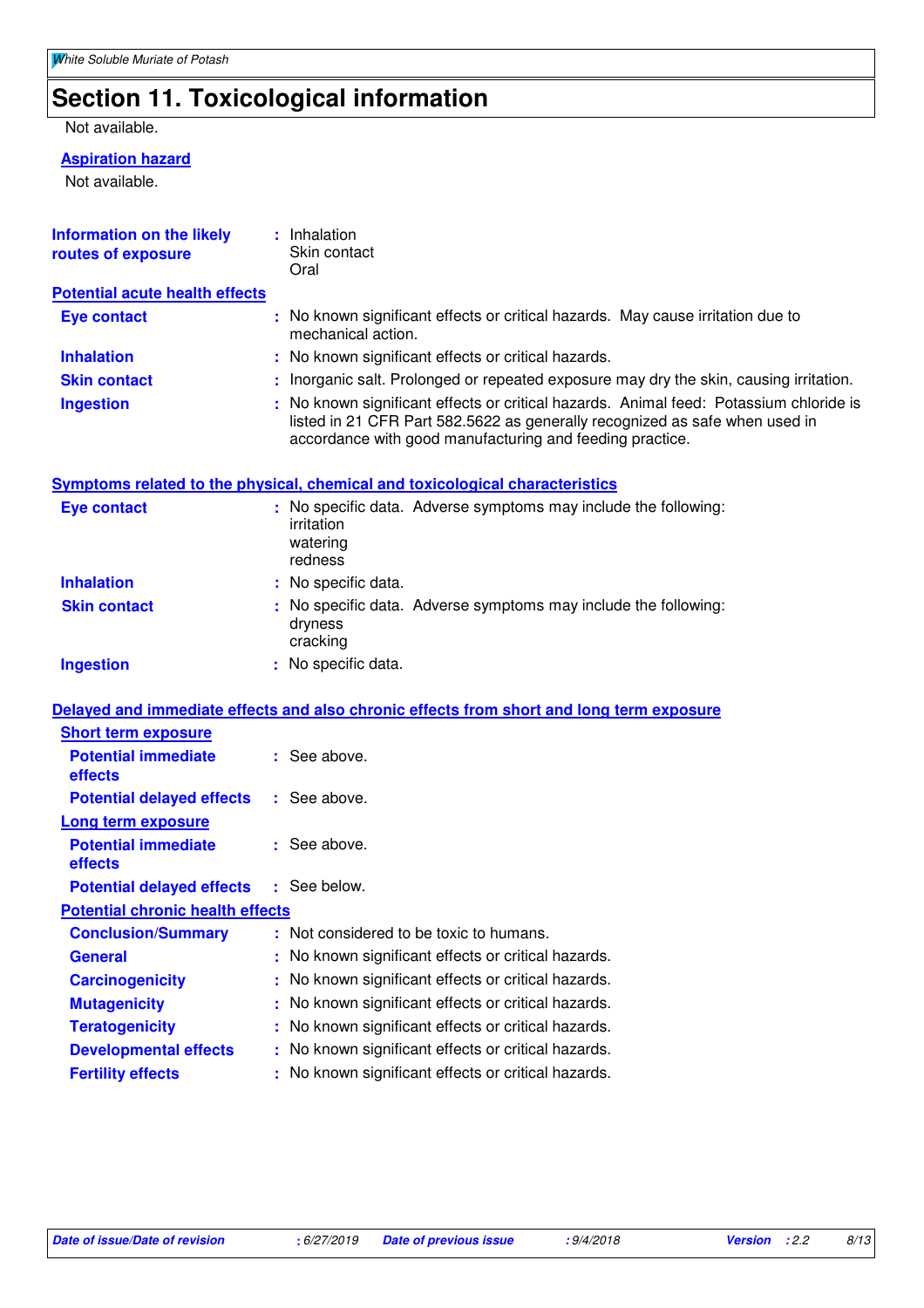# Section 11. Toxicological information

Not available.

**Aspiration hazard**

Not available.

| | |
|---|---|
| **Information on the likely routes of exposure** | : Inhalation<br>Skin contact<br>Oral |

**Potential acute health effects**

| | |
|---|---|
| **Eye contact** | : No known significant effects or critical hazards. May cause irritation due to mechanical action. |
| **Inhalation** | : No known significant effects or critical hazards. |
| **Skin contact** | : Inorganic salt. Prolonged or repeated exposure may dry the skin, causing irritation. |
| **Ingestion** | : No known significant effects or critical hazards. Animal feed: Potassium chloride is listed in 21 CFR Part 582.5622 as generally recognized as safe when used in accordance with good manufacturing and feeding practice. |

**Symptoms related to the physical, chemical and toxicological characteristics**

| | |
|---|---|
| **Eye contact** | : No specific data. Adverse symptoms may include the following:<br>irritation<br>watering<br>redness |
| **Inhalation** | : No specific data. |
| **Skin contact** | : No specific data. Adverse symptoms may include the following:<br>dryness<br>cracking |
| **Ingestion** | : No specific data. |

**Delayed and immediate effects and also chronic effects from short and long term exposure**

**Short term exposure**

| | |
|---|---|
| **Potential immediate effects** | : See above. |
| **Potential delayed effects** | : See above. |

**Long term exposure**

| | |
|---|---|
| **Potential immediate effects** | : See above. |
| **Potential delayed effects** | : See below. |

**Potential chronic health effects**

| | |
|---|---|
| **Conclusion/Summary** | : Not considered to be toxic to humans. |
| **General** | : No known significant effects or critical hazards. |
| **Carcinogenicity** | : No known significant effects or critical hazards. |
| **Mutagenicity** | : No known significant effects or critical hazards. |
| **Teratogenicity** | : No known significant effects or critical hazards. |
| **Developmental effects** | : No known significant effects or critical hazards. |
| **Fertility effects** | : No known significant effects or critical hazards. |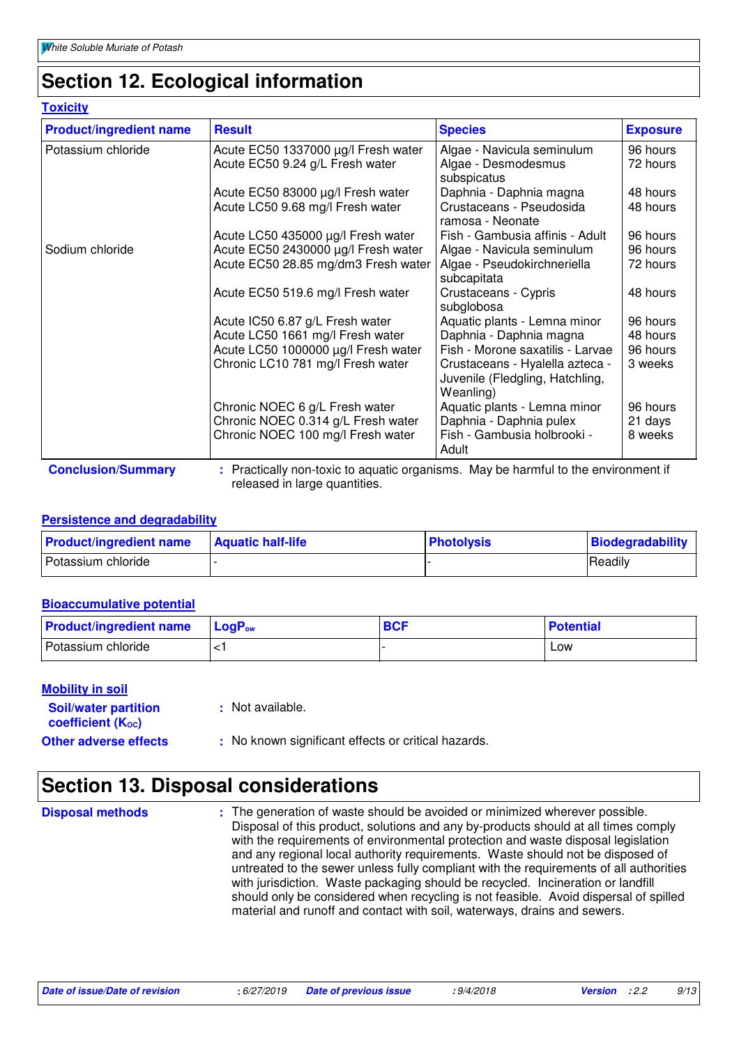## Section 12. Ecological information

### Toxicity

| Product/ingredient name | Result | Species | Exposure |
|---|---|---|---|
| Potassium chloride | Acute EC50 1337000 µg/l Fresh water | Algae - Navicula seminulum | 96 hours |
| | Acute EC50 9.24 g/L Fresh water | Algae - Desmodesmus subspicatus | 72 hours |
| | Acute EC50 83000 µg/l Fresh water | Daphnia - Daphnia magna | 48 hours |
| | Acute LC50 9.68 mg/l Fresh water | Crustaceans - Pseudosida ramosa - Neonate | 48 hours |
| | Acute LC50 435000 µg/l Fresh water | Fish - Gambusia affinis - Adult | 96 hours |
| Sodium chloride | Acute EC50 2430000 µg/l Fresh water | Algae - Navicula seminulum | 96 hours |
| | Acute EC50 28.85 mg/dm3 Fresh water | Algae - Pseudokirchneriella subcapitata | 72 hours |
| | Acute EC50 519.6 mg/l Fresh water | Crustaceans - Cypris subglobosa | 48 hours |
| | Acute IC50 6.87 g/L Fresh water | Aquatic plants - Lemna minor | 96 hours |
| | Acute LC50 1661 mg/l Fresh water | Daphnia - Daphnia magna | 48 hours |
| | Acute LC50 1000000 µg/l Fresh water | Fish - Morone saxatilis - Larvae | 96 hours |
| | Chronic LC10 781 mg/l Fresh water | Crustaceans - Hyalella azteca - Juvenile (Fledgling, Hatchling, Weanling) | 3 weeks |
| | Chronic NOEC 6 g/L Fresh water | Aquatic plants - Lemna minor | 96 hours |
| | Chronic NOEC 0.314 g/L Fresh water | Daphnia - Daphnia pulex | 21 days |
| | Chronic NOEC 100 mg/l Fresh water | Fish - Gambusia holbrooki - Adult | 8 weeks |

**Conclusion/Summary** : Practically non-toxic to aquatic organisms. May be harmful to the environment if released in large quantities.

### Persistence and degradability

| Product/ingredient name | Aquatic half-life | Photolysis | Biodegradability |
|---|---|---|---|
| Potassium chloride | - | - | Readily |

### Bioaccumulative potential

| Product/ingredient name | $LogP_{ow}$ | BCF | Potential |
|---|---|---|---|
| Potassium chloride | <1 | - | Low |

### Mobility in soil

**Soil/water partition coefficient ($K_{OC}$)** : Not available.

**Other adverse effects** : No known significant effects or critical hazards.

## Section 13. Disposal considerations

**Disposal methods** : The generation of waste should be avoided or minimized wherever possible. Disposal of this product, solutions and any by-products should at all times comply with the requirements of environmental protection and waste disposal legislation and any regional local authority requirements. Waste should not be disposed of untreated to the sewer unless fully compliant with the requirements of all authorities with jurisdiction. Waste packaging should be recycled. Incineration or landfill should only be considered when recycling is not feasible. Avoid dispersal of spilled material and runoff and contact with soil, waterways, drains and sewers.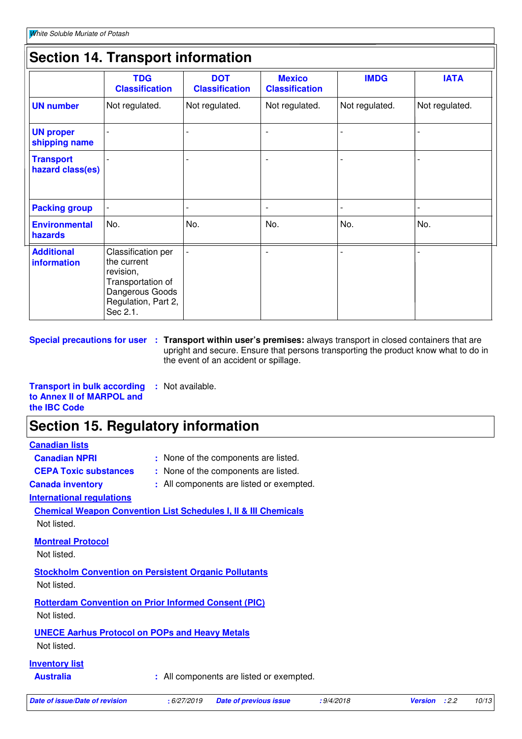## Section 14. Transport information

| | TDG Classification | DOT Classification | Mexico Classification | IMDG | IATA |
|---|---|---|---|---|---|
| **UN number** | Not regulated. | Not regulated. | Not regulated. | Not regulated. | Not regulated. |
| **UN proper shipping name** | - | - | - | - | - |
| **Transport hazard class(es)** | - | - | - | - | - |
| **Packing group** | - | - | - | - | - |
| **Environmental hazards** | No. | No. | No. | No. | No. |
| **Additional information** | Classification per the current revision, Transportation of Dangerous Goods Regulation, Part 2, Sec 2.1. | - | - | - | - |

**Special precautions for user** : **Transport within user's premises:** always transport in closed containers that are upright and secure. Ensure that persons transporting the product know what to do in the event of an accident or spillage.

**Transport in bulk according to Annex II of MARPOL and the IBC Code** : Not available.

## Section 15. Regulatory information

**Canadian lists**

**Canadian NPRI** : None of the components are listed.

**CEPA Toxic substances** : None of the components are listed.

**Canada inventory** : All components are listed or exempted.

**International regulations**

**Chemical Weapon Convention List Schedules I, II & III Chemicals**

Not listed.

**Montreal Protocol**

Not listed.

**Stockholm Convention on Persistent Organic Pollutants**

Not listed.

**Rotterdam Convention on Prior Informed Consent (PIC)**

Not listed.

**UNECE Aarhus Protocol on POPs and Heavy Metals**

Not listed.

**Inventory list**

**Australia** : All components are listed or exempted.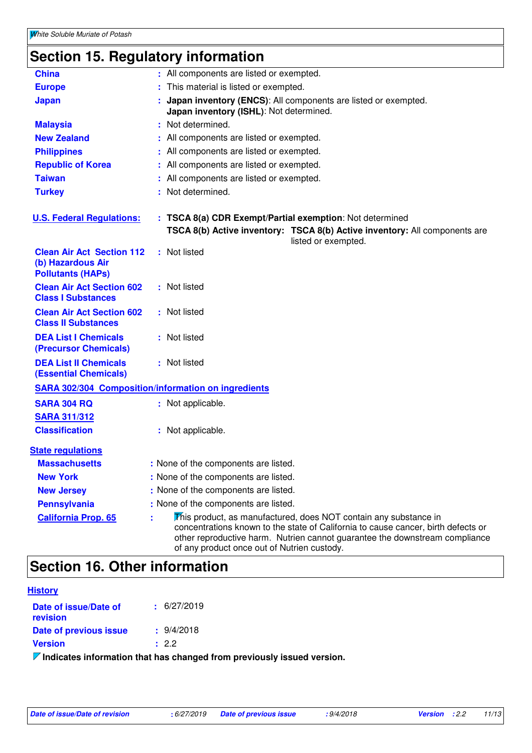## Section 15. Regulatory information

| | |
|---|---|
| **China** | : All components are listed or exempted. |
| **Europe** | : This material is listed or exempted. |
| **Japan** | : **Japan inventory (ENCS)**: All components are listed or exempted. **Japan inventory (ISHL)**: Not determined. |
| **Malaysia** | : Not determined. |
| **New Zealand** | : All components are listed or exempted. |
| **Philippines** | : All components are listed or exempted. |
| **Republic of Korea** | : All components are listed or exempted. |
| **Taiwan** | : All components are listed or exempted. |
| **Turkey** | : Not determined. |

**U.S. Federal Regulations:** : **TSCA 8(a) CDR Exempt/Partial exemption**: Not determined

**TSCA 8(b) Active inventory:** **TSCA 8(b) Active inventory:** All components are listed or exempted.

| | |
|---|---|
| **Clean Air Act Section 112 (b) Hazardous Air Pollutants (HAPs)** | : Not listed |
| **Clean Air Act Section 602 Class I Substances** | : Not listed |
| **Clean Air Act Section 602 Class II Substances** | : Not listed |
| **DEA List I Chemicals (Precursor Chemicals)** | : Not listed |
| **DEA List II Chemicals (Essential Chemicals)** | : Not listed |

**SARA 302/304 Composition/information on ingredients**

**SARA 304 RQ** : Not applicable.

**SARA 311/312**

**Classification** : Not applicable.

**State regulations**

| | |
|---|---|
| **Massachusetts** | : None of the components are listed. |
| **New York** | : None of the components are listed. |
| **New Jersey** | : None of the components are listed. |
| **Pennsylvania** | : None of the components are listed. |
| **California Prop. 65** | : This product, as manufactured, does NOT contain any substance in concentrations known to the state of California to cause cancer, birth defects or other reproductive harm. Nutrien cannot guarantee the downstream compliance of any product once out of Nutrien custody. |

## Section 16. Other information

**History**

| | |
|---|---|
| **Date of issue/Date of revision** | : 6/27/2019 |
| **Date of previous issue** | : 9/4/2018 |
| **Version** | : 2.2 |

**Indicates information that has changed from previously issued version.**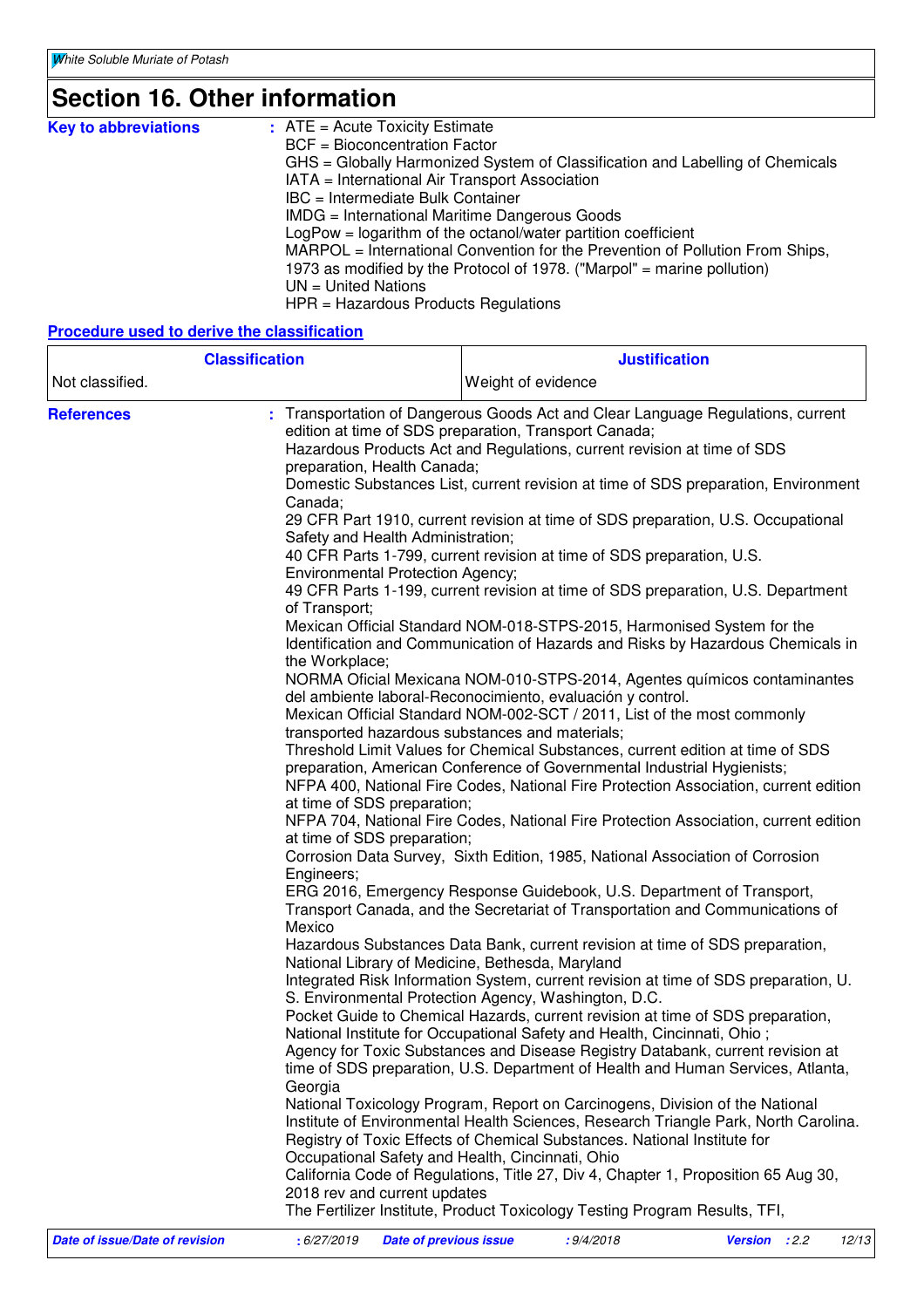# Section 16. Other information

**Key to abbreviations** :
ATE = Acute Toxicity Estimate
BCF = Bioconcentration Factor
GHS = Globally Harmonized System of Classification and Labelling of Chemicals
IATA = International Air Transport Association
IBC = Intermediate Bulk Container
IMDG = International Maritime Dangerous Goods
LogPow = logarithm of the octanol/water partition coefficient
MARPOL = International Convention for the Prevention of Pollution From Ships, 1973 as modified by the Protocol of 1978. ("Marpol" = marine pollution)
UN = United Nations
HPR = Hazardous Products Regulations

**Procedure used to derive the classification**

| Classification | Justification |
|---|---|
| Not classified. | Weight of evidence |

**References** :
Transportation of Dangerous Goods Act and Clear Language Regulations, current edition at time of SDS preparation, Transport Canada;
Hazardous Products Act and Regulations, current revision at time of SDS preparation, Health Canada;
Domestic Substances List, current revision at time of SDS preparation, Environment Canada;
29 CFR Part 1910, current revision at time of SDS preparation, U.S. Occupational Safety and Health Administration;
40 CFR Parts 1-799, current revision at time of SDS preparation, U.S. Environmental Protection Agency;
49 CFR Parts 1-199, current revision at time of SDS preparation, U.S. Department of Transport;
Mexican Official Standard NOM-018-STPS-2015, Harmonised System for the Identification and Communication of Hazards and Risks by Hazardous Chemicals in the Workplace;
NORMA Oficial Mexicana NOM-010-STPS-2014, Agentes químicos contaminantes del ambiente laboral-Reconocimiento, evaluación y control.
Mexican Official Standard NOM-002-SCT / 2011, List of the most commonly transported hazardous substances and materials;
Threshold Limit Values for Chemical Substances, current edition at time of SDS preparation, American Conference of Governmental Industrial Hygienists;
NFPA 400, National Fire Codes, National Fire Protection Association, current edition at time of SDS preparation;
NFPA 704, National Fire Codes, National Fire Protection Association, current edition at time of SDS preparation;
Corrosion Data Survey, Sixth Edition, 1985, National Association of Corrosion Engineers;
ERG 2016, Emergency Response Guidebook, U.S. Department of Transport, Transport Canada, and the Secretariat of Transportation and Communications of Mexico
Hazardous Substances Data Bank, current revision at time of SDS preparation, National Library of Medicine, Bethesda, Maryland
Integrated Risk Information System, current revision at time of SDS preparation, U. S. Environmental Protection Agency, Washington, D.C.
Pocket Guide to Chemical Hazards, current revision at time of SDS preparation, National Institute for Occupational Safety and Health, Cincinnati, Ohio ;
Agency for Toxic Substances and Disease Registry Databank, current revision at time of SDS preparation, U.S. Department of Health and Human Services, Atlanta, Georgia
National Toxicology Program, Report on Carcinogens, Division of the National Institute of Environmental Health Sciences, Research Triangle Park, North Carolina.
Registry of Toxic Effects of Chemical Substances. National Institute for Occupational Safety and Health, Cincinnati, Ohio
California Code of Regulations, Title 27, Div 4, Chapter 1, Proposition 65 Aug 30, 2018 rev and current updates
The Fertilizer Institute, Product Toxicology Testing Program Results, TFI,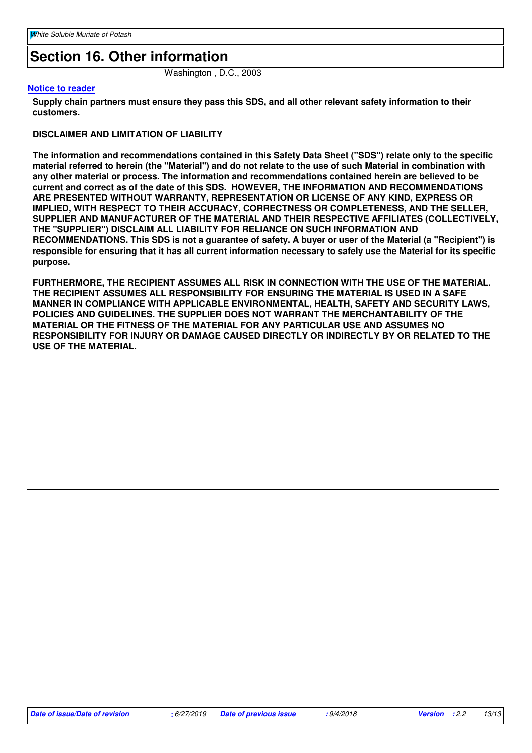# Section 16. Other information

Washington , D.C., 2003

**Notice to reader**

**Supply chain partners must ensure they pass this SDS, and all other relevant safety information to their customers.**

**DISCLAIMER AND LIMITATION OF LIABILITY**

**The information and recommendations contained in this Safety Data Sheet ("SDS") relate only to the specific material referred to herein (the "Material") and do not relate to the use of such Material in combination with any other material or process. The information and recommendations contained herein are believed to be current and correct as of the date of this SDS. HOWEVER, THE INFORMATION AND RECOMMENDATIONS ARE PRESENTED WITHOUT WARRANTY, REPRESENTATION OR LICENSE OF ANY KIND, EXPRESS OR IMPLIED, WITH RESPECT TO THEIR ACCURACY, CORRECTNESS OR COMPLETENESS, AND THE SELLER, SUPPLIER AND MANUFACTURER OF THE MATERIAL AND THEIR RESPECTIVE AFFILIATES (COLLECTIVELY, THE "SUPPLIER") DISCLAIM ALL LIABILITY FOR RELIANCE ON SUCH INFORMATION AND RECOMMENDATIONS. This SDS is not a guarantee of safety. A buyer or user of the Material (a "Recipient") is responsible for ensuring that it has all current information necessary to safely use the Material for its specific purpose.**

**FURTHERMORE, THE RECIPIENT ASSUMES ALL RISK IN CONNECTION WITH THE USE OF THE MATERIAL. THE RECIPIENT ASSUMES ALL RESPONSIBILITY FOR ENSURING THE MATERIAL IS USED IN A SAFE MANNER IN COMPLIANCE WITH APPLICABLE ENVIRONMENTAL, HEALTH, SAFETY AND SECURITY LAWS, POLICIES AND GUIDELINES. THE SUPPLIER DOES NOT WARRANT THE MERCHANTABILITY OF THE MATERIAL OR THE FITNESS OF THE MATERIAL FOR ANY PARTICULAR USE AND ASSUMES NO RESPONSIBILITY FOR INJURY OR DAMAGE CAUSED DIRECTLY OR INDIRECTLY BY OR RELATED TO THE USE OF THE MATERIAL.**